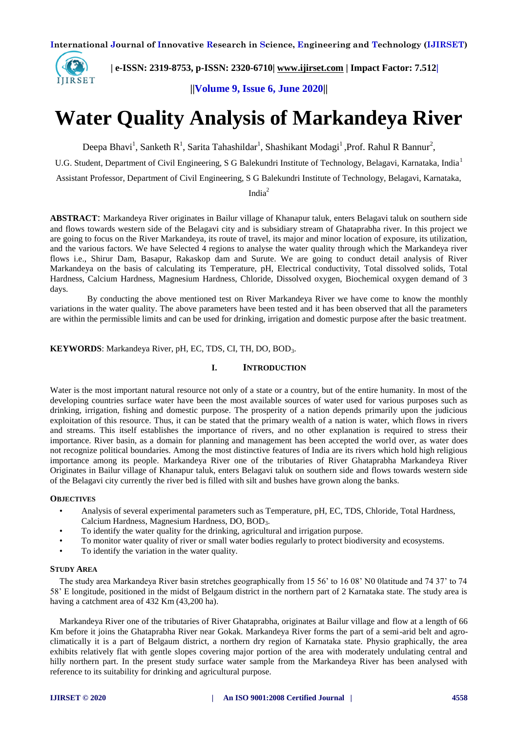# Water Quality Analysis of Markandeya River

Deepa Bhavi[1], Sanketh R[1], Sarita Tahashildar[1], Shashikant Modagi[1] ,Prof. Rahul R Bannur[2],

U.G. Student, Department of Civil Engineering, S G Balekundri Institute of Technology, Belagavi, Karnataka, India[1]

Assistant Professor, Department of Civil Engineering, S G Balekundri Institute of Technology, Belagavi, Karnataka, India[2]

**ABSTRACT**: Markandeya River originates in Bailur village of Khanapur taluk, enters Belagavi taluk on southern side and flows towards western side of the Belagavi city and is subsidiary stream of Ghataprabha river. In this project we are going to focus on the River Markandeya, its route of travel, its major and minor location of exposure, its utilization, and the various factors. We have Selected 4 regions to analyse the water quality through which the Markandeya river flows i.e., Shirur Dam, Basapur, Rakaskop dam and Surute. We are going to conduct detail analysis of River Markandeya on the basis of calculating its Temperature, pH, Electrical conductivity, Total dissolved solids, Total Hardness, Calcium Hardness, Magnesium Hardness, Chloride, Dissolved oxygen, Biochemical oxygen demand of 3 days.

By conducting the above mentioned test on River Markandeya River we have come to know the monthly variations in the water quality. The above parameters have been tested and it has been observed that all the parameters are within the permissible limits and can be used for drinking, irrigation and domestic purpose after the basic treatment.

**KEYWORDS**: Markandeya River, pH, EC, TDS, CI, TH, DO, $BOD_3$.

## I. INTRODUCTION

Water is the most important natural resource not only of a state or a country, but of the entire humanity. In most of the developing countries surface water have been the most available sources of water used for various purposes such as drinking, irrigation, fishing and domestic purpose. The prosperity of a nation depends primarily upon the judicious exploitation of this resource. Thus, it can be stated that the primary wealth of a nation is water, which flows in rivers and streams. This itself establishes the importance of rivers, and no other explanation is required to stress their importance. River basin, as a domain for planning and management has been accepted the world over, as water does not recognize political boundaries. Among the most distinctive features of India are its rivers which hold high religious importance among its people. Markandeya River one of the tributaries of River Ghataprabha Markandeya River Originates in Bailur village of Khanapur taluk, enters Belagavi taluk on southern side and flows towards western side of the Belagavi city currently the river bed is filled with silt and bushes have grown along the banks.

### OBJECTIVES

- Analysis of several experimental parameters such as Temperature, pH, EC, TDS, Chloride, Total Hardness, Calcium Hardness, Magnesium Hardness, DO, $BOD_3$.
- To identify the water quality for the drinking, agricultural and irrigation purpose.
- To monitor water quality of river or small water bodies regularly to protect biodiversity and ecosystems.
- To identify the variation in the water quality.

### STUDY AREA

The study area Markandeya River basin stretches geographically from 15 56' to 16 08' N0 0latitude and 74 37' to 74 58' E longitude, positioned in the midst of Belgaum district in the northern part of 2 Karnataka state. The study area is having a catchment area of 432 Km (43,200 ha).

Markandeya River one of the tributaries of River Ghataprabha, originates at Bailur village and flow at a length of 66 Km before it joins the Ghataprabha River near Gokak. Markandeya River forms the part of a semi-arid belt and agro-climatically it is a part of Belgaum district, a northern dry region of Karnataka state. Physio graphically, the area exhibits relatively flat with gentle slopes covering major portion of the area with moderately undulating central and hilly northern part. In the present study surface water sample from the Markandeya River has been analysed with reference to its suitability for drinking and agricultural purpose.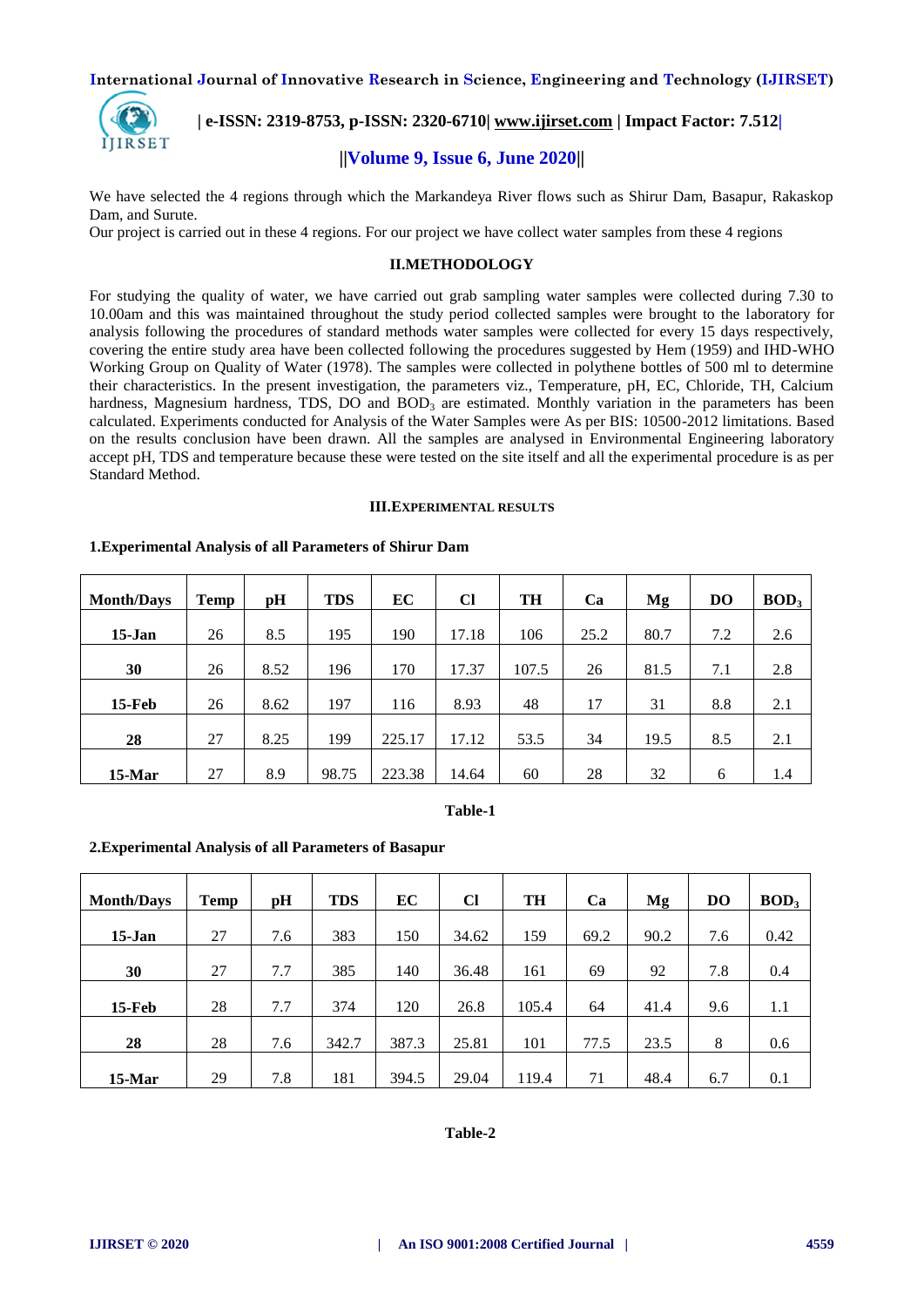We have selected the 4 regions through which the Markandeya River flows such as Shirur Dam, Basapur, Rakaskop Dam, and Surute.
Our project is carried out in these 4 regions. For our project we have collect water samples from these 4 regions

## II.METHODOLOGY

For studying the quality of water, we have carried out grab sampling water samples were collected during 7.30 to 10.00am and this was maintained throughout the study period collected samples were brought to the laboratory for analysis following the procedures of standard methods water samples were collected for every 15 days respectively, covering the entire study area have been collected following the procedures suggested by Hem (1959) and IHD-WHO Working Group on Quality of Water (1978). The samples were collected in polythene bottles of 500 ml to determine their characteristics. In the present investigation, the parameters viz., Temperature, pH, EC, Chloride, TH, Calcium hardness, Magnesium hardness, TDS, DO and $BOD_3$ are estimated. Monthly variation in the parameters has been calculated. Experiments conducted for Analysis of the Water Samples were As per BIS: 10500-2012 limitations. Based on the results conclusion have been drawn. All the samples are analysed in Environmental Engineering laboratory accept pH, TDS and temperature because these were tested on the site itself and all the experimental procedure is as per Standard Method.

## III.EXPERIMENTAL RESULTS

**1.Experimental Analysis of all Parameters of Shirur Dam**

| Month/Days | Temp | pH | TDS | EC | Cl | TH | Ca | Mg | DO | $BOD_3$ |
|---|---|---|---|---|---|---|---|---|---|---|
| **15-Jan** | 26 | 8.5 | 195 | 190 | 17.18 | 106 | 25.2 | 80.7 | 7.2 | 2.6 |
| **30** | 26 | 8.52 | 196 | 170 | 17.37 | 107.5 | 26 | 81.5 | 7.1 | 2.8 |
| **15-Feb** | 26 | 8.62 | 197 | 116 | 8.93 | 48 | 17 | 31 | 8.8 | 2.1 |
| **28** | 27 | 8.25 | 199 | 225.17 | 17.12 | 53.5 | 34 | 19.5 | 8.5 | 2.1 |
| **15-Mar** | 27 | 8.9 | 98.75 | 223.38 | 14.64 | 60 | 28 | 32 | 6 | 1.4 |

**Table-1**

**2.Experimental Analysis of all Parameters of Basapur**

| Month/Days | Temp | pH | TDS | EC | Cl | TH | Ca | Mg | DO | $BOD_3$ |
|---|---|---|---|---|---|---|---|---|---|---|
| **15-Jan** | 27 | 7.6 | 383 | 150 | 34.62 | 159 | 69.2 | 90.2 | 7.6 | 0.42 |
| **30** | 27 | 7.7 | 385 | 140 | 36.48 | 161 | 69 | 92 | 7.8 | 0.4 |
| **15-Feb** | 28 | 7.7 | 374 | 120 | 26.8 | 105.4 | 64 | 41.4 | 9.6 | 1.1 |
| **28** | 28 | 7.6 | 342.7 | 387.3 | 25.81 | 101 | 77.5 | 23.5 | 8 | 0.6 |
| **15-Mar** | 29 | 7.8 | 181 | 394.5 | 29.04 | 119.4 | 71 | 48.4 | 6.7 | 0.1 |

**Table-2**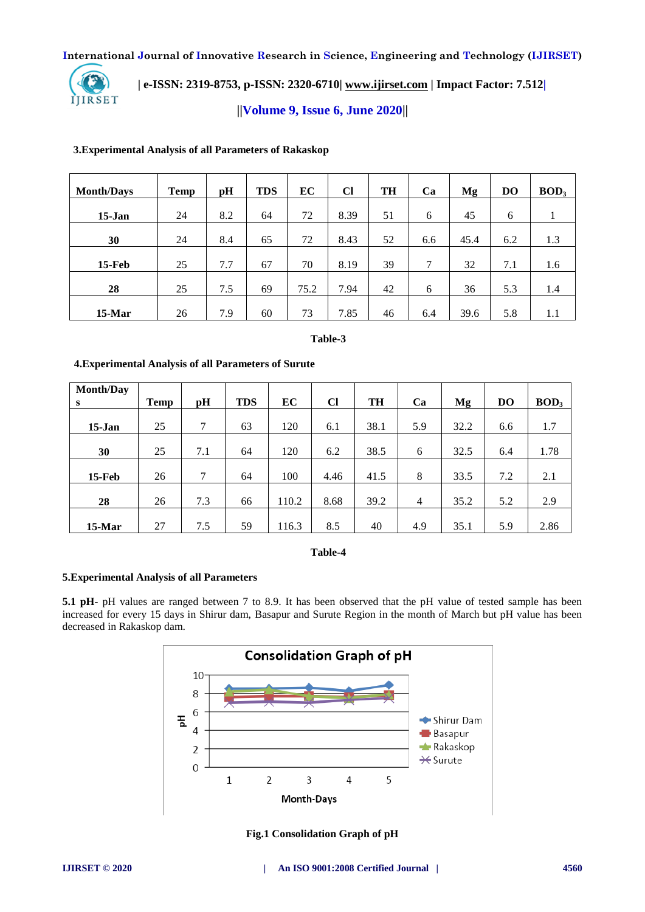**3.Experimental Analysis of all Parameters of Rakaskop**

| Month/Days | Temp | pH | TDS | EC | Cl | TH | Ca | Mg | DO | $BOD_3$ |
|---|---|---|---|---|---|---|---|---|---|---|
| **15-Jan** | 24 | 8.2 | 64 | 72 | 8.39 | 51 | 6 | 45 | 6 | 1 |
| **30** | 24 | 8.4 | 65 | 72 | 8.43 | 52 | 6.6 | 45.4 | 6.2 | 1.3 |
| **15-Feb** | 25 | 7.7 | 67 | 70 | 8.19 | 39 | 7 | 32 | 7.1 | 1.6 |
| **28** | 25 | 7.5 | 69 | 75.2 | 7.94 | 42 | 6 | 36 | 5.3 | 1.4 |
| **15-Mar** | 26 | 7.9 | 60 | 73 | 7.85 | 46 | 6.4 | 39.6 | 5.8 | 1.1 |

**Table-3**

**4.Experimental Analysis of all Parameters of Surute**

| Month/Days | Temp | pH | TDS | EC | Cl | TH | Ca | Mg | DO | $BOD_3$ |
|---|---|---|---|---|---|---|---|---|---|---|
| **15-Jan** | 25 | 7 | 63 | 120 | 6.1 | 38.1 | 5.9 | 32.2 | 6.6 | 1.7 |
| **30** | 25 | 7.1 | 64 | 120 | 6.2 | 38.5 | 6 | 32.5 | 6.4 | 1.78 |
| **15-Feb** | 26 | 7 | 64 | 100 | 4.46 | 41.5 | 8 | 33.5 | 7.2 | 2.1 |
| **28** | 26 | 7.3 | 66 | 110.2 | 8.68 | 39.2 | 4 | 35.2 | 5.2 | 2.9 |
| **15-Mar** | 27 | 7.5 | 59 | 116.3 | 8.5 | 40 | 4.9 | 35.1 | 5.9 | 2.86 |

**Table-4**

**5.Experimental Analysis of all Parameters**

**5.1 pH-** pH values are ranged between 7 to 8.9. It has been observed that the pH value of tested sample has been increased for every 15 days in Shirur dam, Basapur and Surute Region in the month of March but pH value has been decreased in Rakaskop dam.

**Fig.1 Consolidation Graph of pH**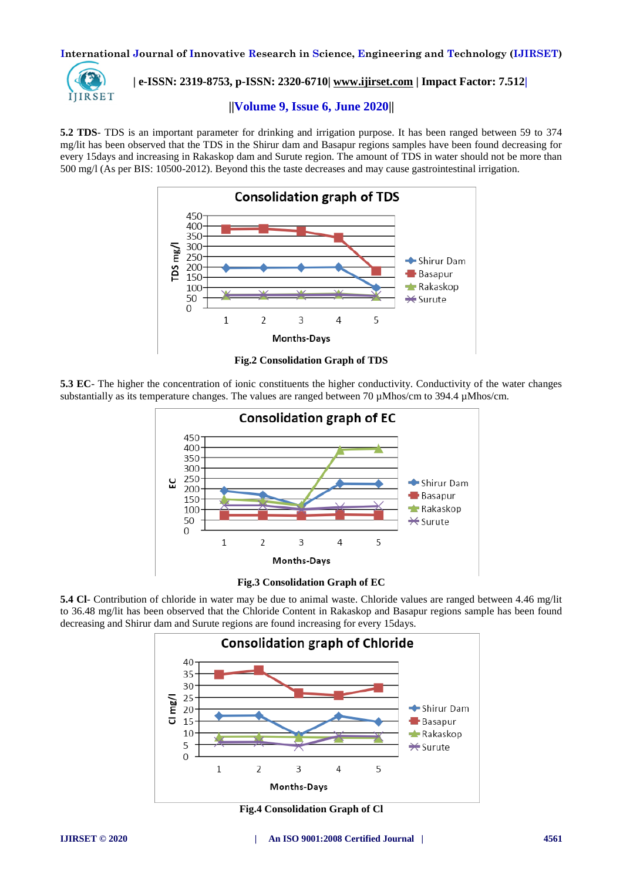**5.2 TDS**- TDS is an important parameter for drinking and irrigation purpose. It has been ranged between 59 to 374 mg/lit has been observed that the TDS in the Shirur dam and Basapur regions samples have been found decreasing for every 15days and increasing in Rakaskop dam and Surute region. The amount of TDS in water should not be more than 500 mg/l (As per BIS: 10500-2012). Beyond this the taste decreases and may cause gastrointestinal irrigation.

**Fig.2 Consolidation Graph of TDS**

**5.3 EC**- The higher the concentration of ionic constituents the higher conductivity. Conductivity of the water changes substantially as its temperature changes. The values are ranged between 70 µMhos/cm to 394.4 µMhos/cm.

**Fig.3 Consolidation Graph of EC**

**5.4 Cl**- Contribution of chloride in water may be due to animal waste. Chloride values are ranged between 4.46 mg/lit to 36.48 mg/lit has been observed that the Chloride Content in Rakaskop and Basapur regions sample has been found decreasing and Shirur dam and Surute regions are found increasing for every 15days.

**Fig.4 Consolidation Graph of Cl**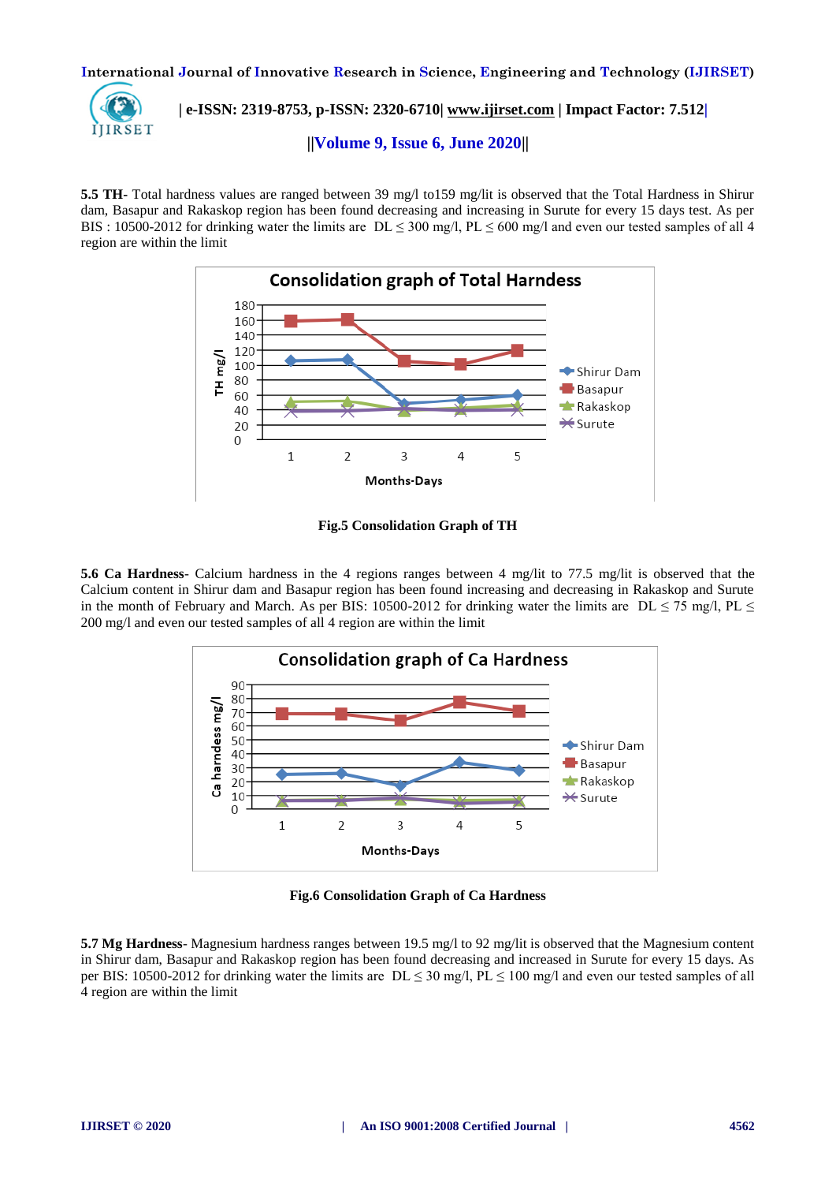**5.5 TH-** Total hardness values are ranged between 39 mg/l to159 mg/lit is observed that the Total Hardness in Shirur dam, Basapur and Rakaskop region has been found decreasing and increasing in Surute for every 15 days test. As per BIS : 10500-2012 for drinking water the limits are DL ≤ 300 mg/l, PL ≤ 600 mg/l and even our tested samples of all 4 region are within the limit

**Fig.5 Consolidation Graph of TH**

**5.6 Ca Hardness**- Calcium hardness in the 4 regions ranges between 4 mg/lit to 77.5 mg/lit is observed that the Calcium content in Shirur dam and Basapur region has been found increasing and decreasing in Rakaskop and Surute in the month of February and March. As per BIS: 10500-2012 for drinking water the limits are DL ≤ 75 mg/l, PL ≤ 200 mg/l and even our tested samples of all 4 region are within the limit

**Fig.6 Consolidation Graph of Ca Hardness**

**5.7 Mg Hardness**- Magnesium hardness ranges between 19.5 mg/l to 92 mg/lit is observed that the Magnesium content in Shirur dam, Basapur and Rakaskop region has been found decreasing and increased in Surute for every 15 days. As per BIS: 10500-2012 for drinking water the limits are DL ≤ 30 mg/l, PL ≤ 100 mg/l and even our tested samples of all 4 region are within the limit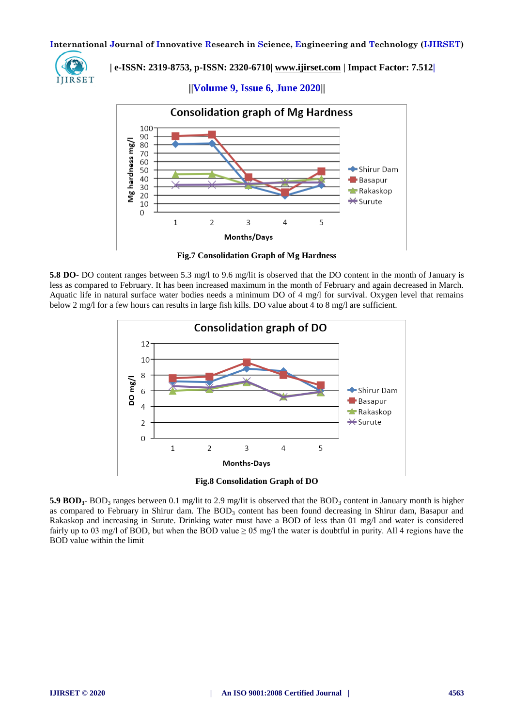Fig.7 Consolidation Graph of Mg Hardness

**5.8 DO**- DO content ranges between 5.3 mg/l to 9.6 mg/lit is observed that the DO content in the month of January is less as compared to February. It has been increased maximum in the month of February and again decreased in March. Aquatic life in natural surface water bodies needs a minimum DO of 4 mg/l for survival. Oxygen level that remains below 2 mg/l for a few hours can results in large fish kills. DO value about 4 to 8 mg/l are sufficient.

Fig.8 Consolidation Graph of DO

**5.9 $BOD_3$**- $BOD_3$ ranges between 0.1 mg/lit to 2.9 mg/lit is observed that the $BOD_3$ content in January month is higher as compared to February in Shirur dam. The $BOD_3$ content has been found decreasing in Shirur dam, Basapur and Rakaskop and increasing in Surute. Drinking water must have a BOD of less than 01 mg/l and water is considered fairly up to 03 mg/l of BOD, but when the BOD value $\geq$ 05 mg/l the water is doubtful in purity. All 4 regions have the BOD value within the limit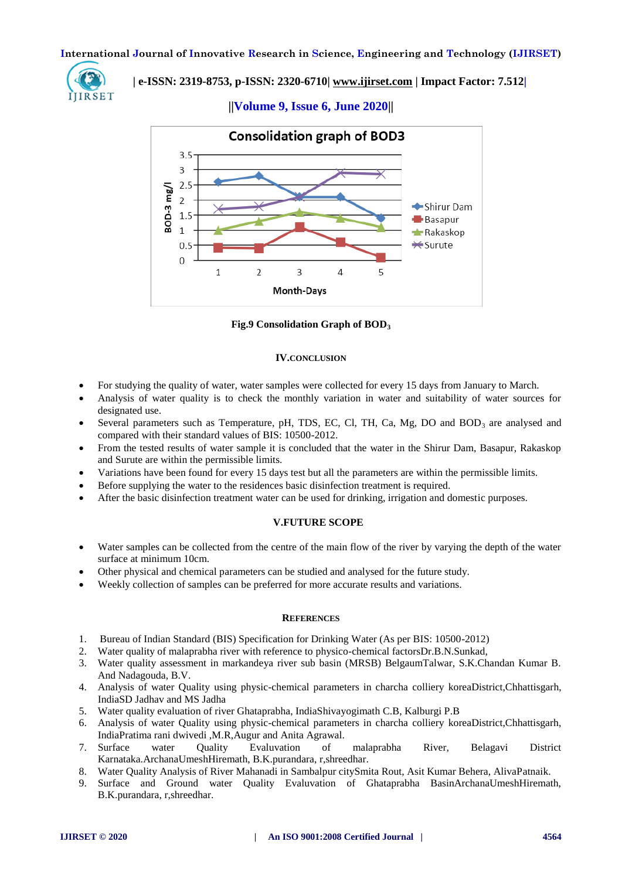Fig.9 Consolidation Graph of $BOD_3$

## IV.CONCLUSION

- For studying the quality of water, water samples were collected for every 15 days from January to March.
- Analysis of water quality is to check the monthly variation in water and suitability of water sources for designated use.
- Several parameters such as Temperature, pH, TDS, EC, Cl, TH, Ca, Mg, DO and $BOD_3$ are analysed and compared with their standard values of BIS: 10500-2012.
- From the tested results of water sample it is concluded that the water in the Shirur Dam, Basapur, Rakaskop and Surute are within the permissible limits.
- Variations have been found for every 15 days test but all the parameters are within the permissible limits.
- Before supplying the water to the residences basic disinfection treatment is required.
- After the basic disinfection treatment water can be used for drinking, irrigation and domestic purposes.

## V.FUTURE SCOPE

- Water samples can be collected from the centre of the main flow of the river by varying the depth of the water surface at minimum 10cm.
- Other physical and chemical parameters can be studied and analysed for the future study.
- Weekly collection of samples can be preferred for more accurate results and variations.

## REFERENCES

1. Bureau of Indian Standard (BIS) Specification for Drinking Water (As per BIS: 10500-2012)
2. Water quality of malaprabha river with reference to physico-chemical factorsDr.B.N.Sunkad,
3. Water quality assessment in markandeya river sub basin (MRSB) BelgaumTalwar, S.K.Chandan Kumar B. And Nadagouda, B.V.
4. Analysis of water Quality using physic-chemical parameters in charcha colliery koreaDistrict,Chhattisgarh, IndiaSD Jadhav and MS Jadha
5. Water quality evaluation of river Ghataprabha, IndiaShivayogimath C.B, Kalburgi P.B
6. Analysis of water Quality using physic-chemical parameters in charcha colliery koreaDistrict,Chhattisgarh, IndiaPratima rani dwivedi ,M.R,Augur and Anita Agrawal.
7. Surface water Quality Evaluvation of malaprabha River, Belagavi District Karnataka.ArchanaUmeshHiremath, B.K.purandara, r,shreedhar.
8. Water Quality Analysis of River Mahanadi in Sambalpur citySmita Rout, Asit Kumar Behera, AlivaPatnaik.
9. Surface and Ground water Quality Evaluvation of Ghataprabha BasinArchanaUmeshHiremath, B.K.purandara, r,shreedhar.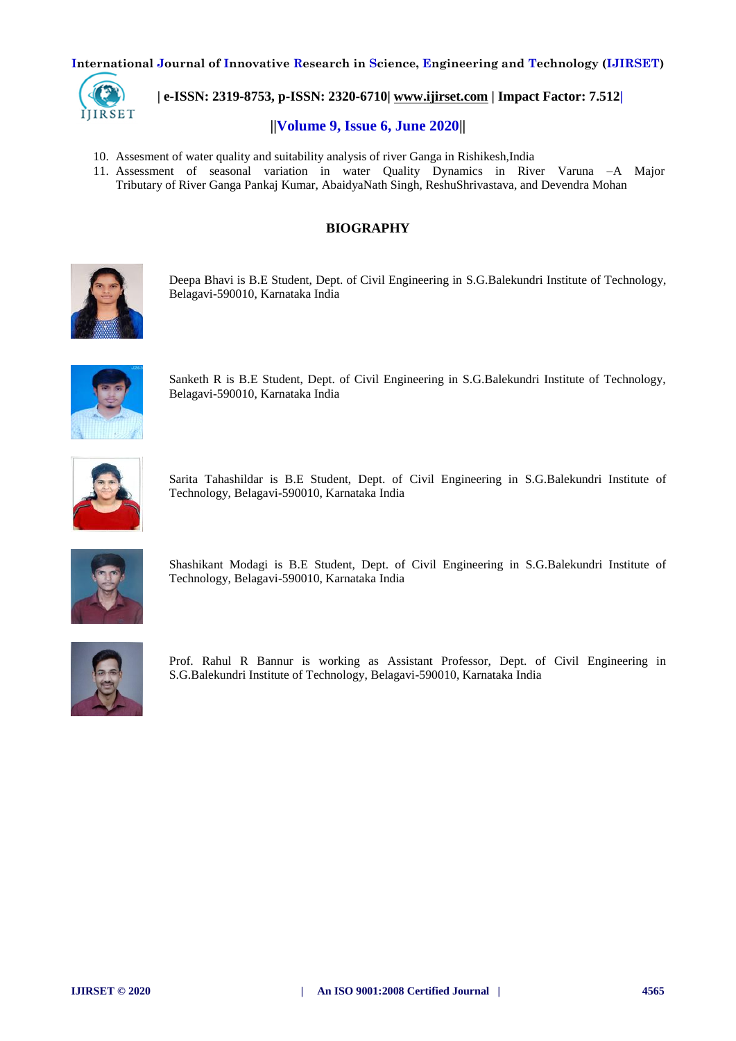10. Assesment of water quality and suitability analysis of river Ganga in Rishikesh,India
11. Assessment of seasonal variation in water Quality Dynamics in River Varuna –A Major Tributary of River Ganga Pankaj Kumar, AbaidyaNath Singh, ReshuShrivastava, and Devendra Mohan

## BIOGRAPHY

Deepa Bhavi is B.E Student, Dept. of Civil Engineering in S.G.Balekundri Institute of Technology, Belagavi-590010, Karnataka India

Sanketh R is B.E Student, Dept. of Civil Engineering in S.G.Balekundri Institute of Technology, Belagavi-590010, Karnataka India

Sarita Tahashildar is B.E Student, Dept. of Civil Engineering in S.G.Balekundri Institute of Technology, Belagavi-590010, Karnataka India

Shashikant Modagi is B.E Student, Dept. of Civil Engineering in S.G.Balekundri Institute of Technology, Belagavi-590010, Karnataka India

Prof. Rahul R Bannur is working as Assistant Professor, Dept. of Civil Engineering in S.G.Balekundri Institute of Technology, Belagavi-590010, Karnataka India